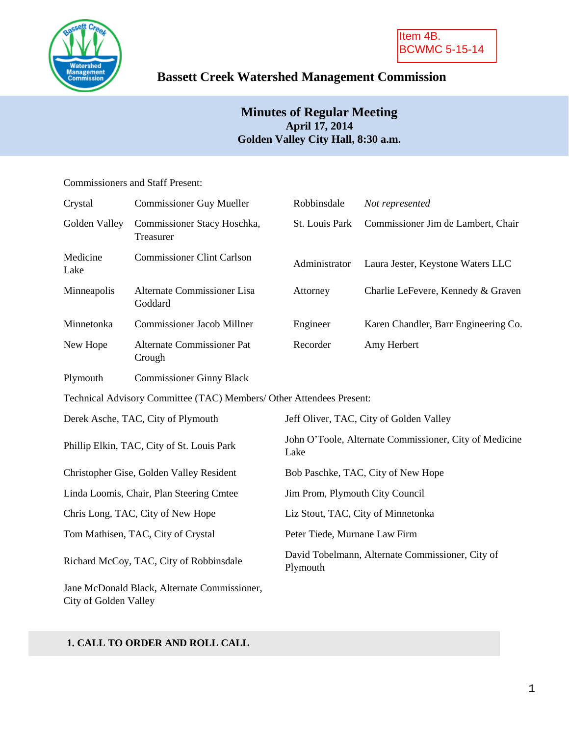Item 4B.
BCWMC 5-15-14

# Bassett Creek Watershed Management Commission

## Minutes of Regular Meeting
**April 17, 2014**
**Golden Valley City Hall, 8:30 a.m.**

Commissioners and Staff Present:

| | | | |
|---|---|---|---|
| Crystal | Commissioner Guy Mueller | Robbinsdale | *Not represented* |
| Golden Valley | Commissioner Stacy Hoschka, Treasurer | St. Louis Park | Commissioner Jim de Lambert, Chair |
| Medicine Lake | Commissioner Clint Carlson | Administrator | Laura Jester, Keystone Waters LLC |
| Minneapolis | Alternate Commissioner Lisa Goddard | Attorney | Charlie LeFevere, Kennedy & Graven |
| Minnetonka | Commissioner Jacob Millner | Engineer | Karen Chandler, Barr Engineering Co. |
| New Hope | Alternate Commissioner Pat Crough | Recorder | Amy Herbert |
| Plymouth | Commissioner Ginny Black | | |

Technical Advisory Committee (TAC) Members/ Other Attendees Present:

| | |
|---|---|
| Derek Asche, TAC, City of Plymouth | Jeff Oliver, TAC, City of Golden Valley |
| Phillip Elkin, TAC, City of St. Louis Park | John O'Toole, Alternate Commissioner, City of Medicine Lake |
| Christopher Gise, Golden Valley Resident | Bob Paschke, TAC, City of New Hope |
| Linda Loomis, Chair, Plan Steering Cmtee | Jim Prom, Plymouth City Council |
| Chris Long, TAC, City of New Hope | Liz Stout, TAC, City of Minnetonka |
| Tom Mathisen, TAC, City of Crystal | Peter Tiede, Murnane Law Firm |
| Richard McCoy, TAC, City of Robbinsdale | David Tobelmann, Alternate Commissioner, City of Plymouth |
| Jane McDonald Black, Alternate Commissioner, City of Golden Valley | |

### 1. CALL TO ORDER AND ROLL CALL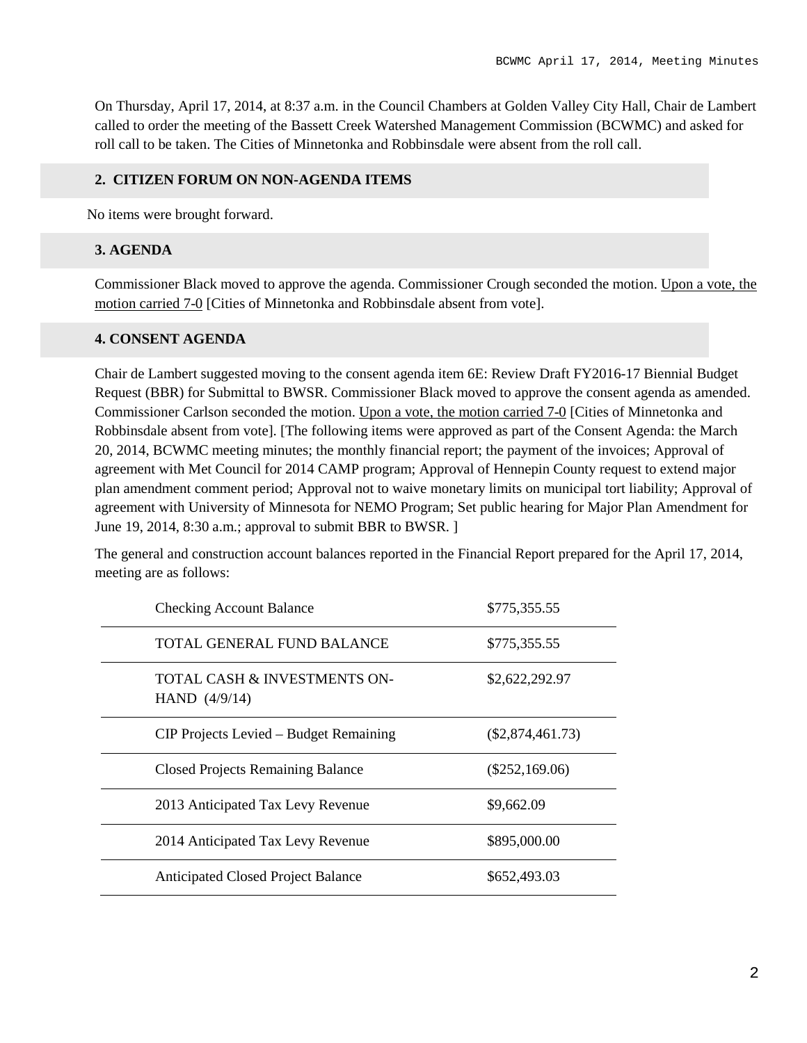On Thursday, April 17, 2014, at 8:37 a.m. in the Council Chambers at Golden Valley City Hall, Chair de Lambert called to order the meeting of the Bassett Creek Watershed Management Commission (BCWMC) and asked for roll call to be taken. The Cities of Minnetonka and Robbinsdale were absent from the roll call.

## 2. CITIZEN FORUM ON NON-AGENDA ITEMS

No items were brought forward.

## 3. AGENDA

Commissioner Black moved to approve the agenda. Commissioner Crough seconded the motion. Upon a vote, the motion carried 7-0 [Cities of Minnetonka and Robbinsdale absent from vote].

## 4. CONSENT AGENDA

Chair de Lambert suggested moving to the consent agenda item 6E: Review Draft FY2016-17 Biennial Budget Request (BBR) for Submittal to BWSR. Commissioner Black moved to approve the consent agenda as amended. Commissioner Carlson seconded the motion. Upon a vote, the motion carried 7-0 [Cities of Minnetonka and Robbinsdale absent from vote]. [The following items were approved as part of the Consent Agenda: the March 20, 2014, BCWMC meeting minutes; the monthly financial report; the payment of the invoices; Approval of agreement with Met Council for 2014 CAMP program; Approval of Hennepin County request to extend major plan amendment comment period; Approval not to waive monetary limits on municipal tort liability; Approval of agreement with University of Minnesota for NEMO Program; Set public hearing for Major Plan Amendment for June 19, 2014, 8:30 a.m.; approval to submit BBR to BWSR. ]

The general and construction account balances reported in the Financial Report prepared for the April 17, 2014, meeting are as follows:

| | |
|---|---|
| Checking Account Balance | $775,355.55 |
| TOTAL GENERAL FUND BALANCE | $775,355.55 |
| TOTAL CASH & INVESTMENTS ON-HAND (4/9/14) | $2,622,292.97 |
| CIP Projects Levied – Budget Remaining | ($2,874,461.73) |
| Closed Projects Remaining Balance | ($252,169.06) |
| 2013 Anticipated Tax Levy Revenue | $9,662.09 |
| 2014 Anticipated Tax Levy Revenue | $895,000.00 |
| Anticipated Closed Project Balance | $652,493.03 |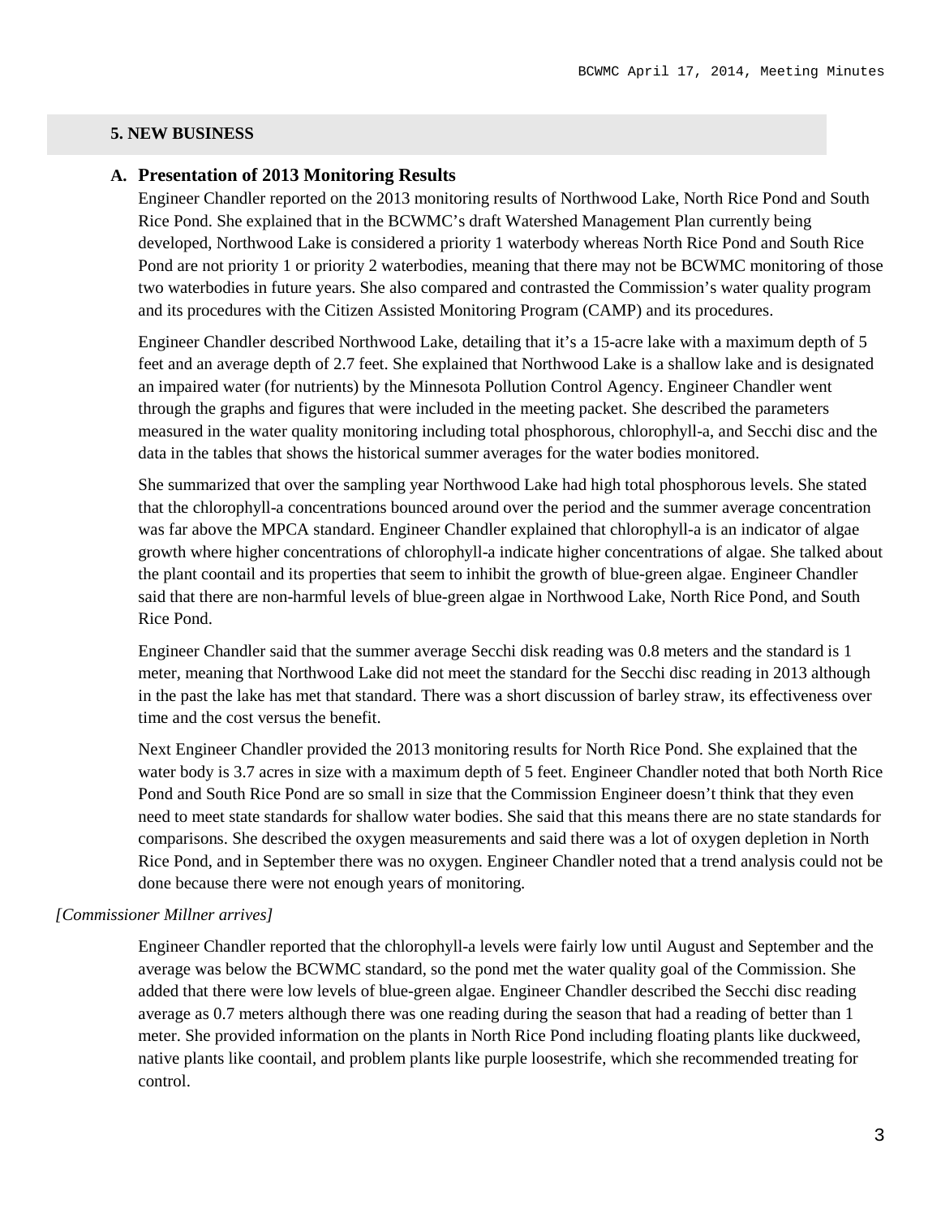## 5. NEW BUSINESS

### A. Presentation of 2013 Monitoring Results

Engineer Chandler reported on the 2013 monitoring results of Northwood Lake, North Rice Pond and South Rice Pond. She explained that in the BCWMC's draft Watershed Management Plan currently being developed, Northwood Lake is considered a priority 1 waterbody whereas North Rice Pond and South Rice Pond are not priority 1 or priority 2 waterbodies, meaning that there may not be BCWMC monitoring of those two waterbodies in future years. She also compared and contrasted the Commission's water quality program and its procedures with the Citizen Assisted Monitoring Program (CAMP) and its procedures.

Engineer Chandler described Northwood Lake, detailing that it's a 15-acre lake with a maximum depth of 5 feet and an average depth of 2.7 feet. She explained that Northwood Lake is a shallow lake and is designated an impaired water (for nutrients) by the Minnesota Pollution Control Agency. Engineer Chandler went through the graphs and figures that were included in the meeting packet. She described the parameters measured in the water quality monitoring including total phosphorous, chlorophyll-a, and Secchi disc and the data in the tables that shows the historical summer averages for the water bodies monitored.

She summarized that over the sampling year Northwood Lake had high total phosphorous levels. She stated that the chlorophyll-a concentrations bounced around over the period and the summer average concentration was far above the MPCA standard. Engineer Chandler explained that chlorophyll-a is an indicator of algae growth where higher concentrations of chlorophyll-a indicate higher concentrations of algae. She talked about the plant coontail and its properties that seem to inhibit the growth of blue-green algae. Engineer Chandler said that there are non-harmful levels of blue-green algae in Northwood Lake, North Rice Pond, and South Rice Pond.

Engineer Chandler said that the summer average Secchi disk reading was 0.8 meters and the standard is 1 meter, meaning that Northwood Lake did not meet the standard for the Secchi disc reading in 2013 although in the past the lake has met that standard. There was a short discussion of barley straw, its effectiveness over time and the cost versus the benefit.

Next Engineer Chandler provided the 2013 monitoring results for North Rice Pond. She explained that the water body is 3.7 acres in size with a maximum depth of 5 feet. Engineer Chandler noted that both North Rice Pond and South Rice Pond are so small in size that the Commission Engineer doesn't think that they even need to meet state standards for shallow water bodies. She said that this means there are no state standards for comparisons. She described the oxygen measurements and said there was a lot of oxygen depletion in North Rice Pond, and in September there was no oxygen. Engineer Chandler noted that a trend analysis could not be done because there were not enough years of monitoring.

*[Commissioner Millner arrives]*

Engineer Chandler reported that the chlorophyll-a levels were fairly low until August and September and the average was below the BCWMC standard, so the pond met the water quality goal of the Commission. She added that there were low levels of blue-green algae. Engineer Chandler described the Secchi disc reading average as 0.7 meters although there was one reading during the season that had a reading of better than 1 meter. She provided information on the plants in North Rice Pond including floating plants like duckweed, native plants like coontail, and problem plants like purple loosestrife, which she recommended treating for control.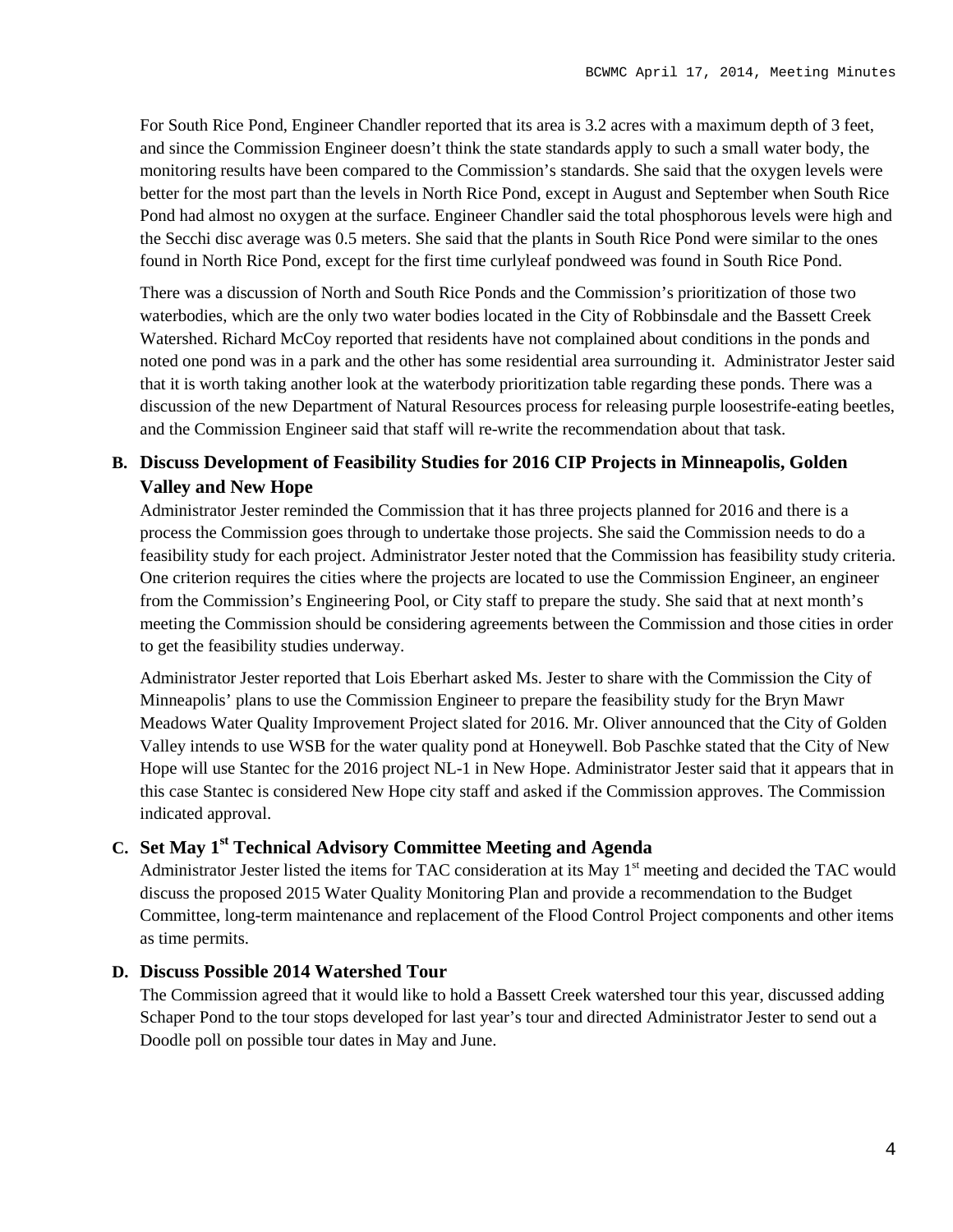For South Rice Pond, Engineer Chandler reported that its area is 3.2 acres with a maximum depth of 3 feet, and since the Commission Engineer doesn't think the state standards apply to such a small water body, the monitoring results have been compared to the Commission's standards. She said that the oxygen levels were better for the most part than the levels in North Rice Pond, except in August and September when South Rice Pond had almost no oxygen at the surface. Engineer Chandler said the total phosphorous levels were high and the Secchi disc average was 0.5 meters. She said that the plants in South Rice Pond were similar to the ones found in North Rice Pond, except for the first time curlyleaf pondweed was found in South Rice Pond.

There was a discussion of North and South Rice Ponds and the Commission's prioritization of those two waterbodies, which are the only two water bodies located in the City of Robbinsdale and the Bassett Creek Watershed. Richard McCoy reported that residents have not complained about conditions in the ponds and noted one pond was in a park and the other has some residential area surrounding it. Administrator Jester said that it is worth taking another look at the waterbody prioritization table regarding these ponds. There was a discussion of the new Department of Natural Resources process for releasing purple loosestrife-eating beetles, and the Commission Engineer said that staff will re-write the recommendation about that task.

**B. Discuss Development of Feasibility Studies for 2016 CIP Projects in Minneapolis, Golden Valley and New Hope**

Administrator Jester reminded the Commission that it has three projects planned for 2016 and there is a process the Commission goes through to undertake those projects. She said the Commission needs to do a feasibility study for each project. Administrator Jester noted that the Commission has feasibility study criteria. One criterion requires the cities where the projects are located to use the Commission Engineer, an engineer from the Commission's Engineering Pool, or City staff to prepare the study. She said that at next month's meeting the Commission should be considering agreements between the Commission and those cities in order to get the feasibility studies underway.

Administrator Jester reported that Lois Eberhart asked Ms. Jester to share with the Commission the City of Minneapolis' plans to use the Commission Engineer to prepare the feasibility study for the Bryn Mawr Meadows Water Quality Improvement Project slated for 2016. Mr. Oliver announced that the City of Golden Valley intends to use WSB for the water quality pond at Honeywell. Bob Paschke stated that the City of New Hope will use Stantec for the 2016 project NL-1 in New Hope. Administrator Jester said that it appears that in this case Stantec is considered New Hope city staff and asked if the Commission approves. The Commission indicated approval.

**C. Set May 1st Technical Advisory Committee Meeting and Agenda**

Administrator Jester listed the items for TAC consideration at its May 1st meeting and decided the TAC would discuss the proposed 2015 Water Quality Monitoring Plan and provide a recommendation to the Budget Committee, long-term maintenance and replacement of the Flood Control Project components and other items as time permits.

**D. Discuss Possible 2014 Watershed Tour**

The Commission agreed that it would like to hold a Bassett Creek watershed tour this year, discussed adding Schaper Pond to the tour stops developed for last year's tour and directed Administrator Jester to send out a Doodle poll on possible tour dates in May and June.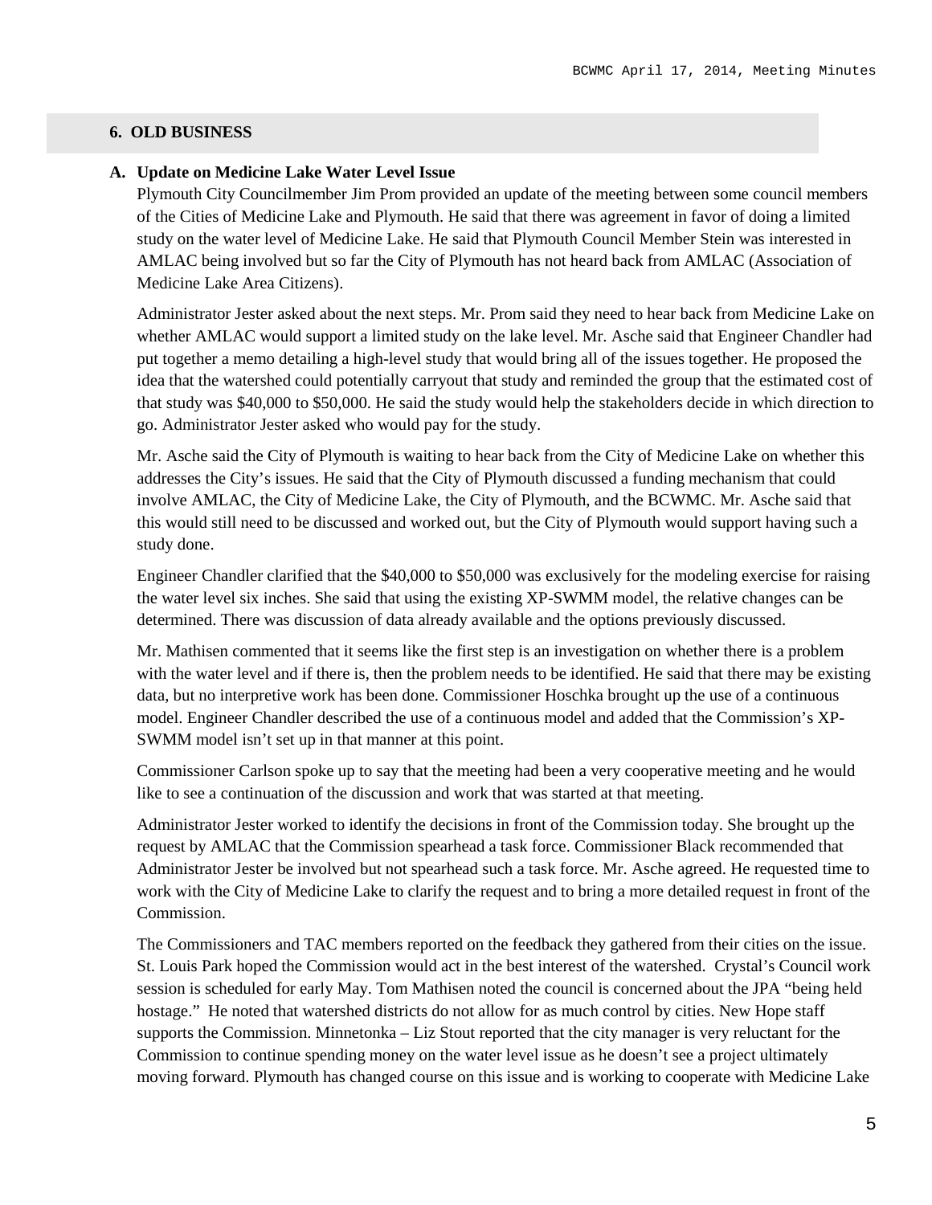## 6. OLD BUSINESS

**A. Update on Medicine Lake Water Level Issue**

Plymouth City Councilmember Jim Prom provided an update of the meeting between some council members of the Cities of Medicine Lake and Plymouth. He said that there was agreement in favor of doing a limited study on the water level of Medicine Lake. He said that Plymouth Council Member Stein was interested in AMLAC being involved but so far the City of Plymouth has not heard back from AMLAC (Association of Medicine Lake Area Citizens).

Administrator Jester asked about the next steps. Mr. Prom said they need to hear back from Medicine Lake on whether AMLAC would support a limited study on the lake level. Mr. Asche said that Engineer Chandler had put together a memo detailing a high-level study that would bring all of the issues together. He proposed the idea that the watershed could potentially carryout that study and reminded the group that the estimated cost of that study was $40,000 to $50,000. He said the study would help the stakeholders decide in which direction to go. Administrator Jester asked who would pay for the study.

Mr. Asche said the City of Plymouth is waiting to hear back from the City of Medicine Lake on whether this addresses the City's issues. He said that the City of Plymouth discussed a funding mechanism that could involve AMLAC, the City of Medicine Lake, the City of Plymouth, and the BCWMC. Mr. Asche said that this would still need to be discussed and worked out, but the City of Plymouth would support having such a study done.

Engineer Chandler clarified that the $40,000 to $50,000 was exclusively for the modeling exercise for raising the water level six inches. She said that using the existing XP-SWMM model, the relative changes can be determined. There was discussion of data already available and the options previously discussed.

Mr. Mathisen commented that it seems like the first step is an investigation on whether there is a problem with the water level and if there is, then the problem needs to be identified. He said that there may be existing data, but no interpretive work has been done. Commissioner Hoschka brought up the use of a continuous model. Engineer Chandler described the use of a continuous model and added that the Commission's XP-SWMM model isn't set up in that manner at this point.

Commissioner Carlson spoke up to say that the meeting had been a very cooperative meeting and he would like to see a continuation of the discussion and work that was started at that meeting.

Administrator Jester worked to identify the decisions in front of the Commission today. She brought up the request by AMLAC that the Commission spearhead a task force. Commissioner Black recommended that Administrator Jester be involved but not spearhead such a task force. Mr. Asche agreed. He requested time to work with the City of Medicine Lake to clarify the request and to bring a more detailed request in front of the Commission.

The Commissioners and TAC members reported on the feedback they gathered from their cities on the issue. St. Louis Park hoped the Commission would act in the best interest of the watershed. Crystal's Council work session is scheduled for early May. Tom Mathisen noted the council is concerned about the JPA "being held hostage." He noted that watershed districts do not allow for as much control by cities. New Hope staff supports the Commission. Minnetonka – Liz Stout reported that the city manager is very reluctant for the Commission to continue spending money on the water level issue as he doesn't see a project ultimately moving forward. Plymouth has changed course on this issue and is working to cooperate with Medicine Lake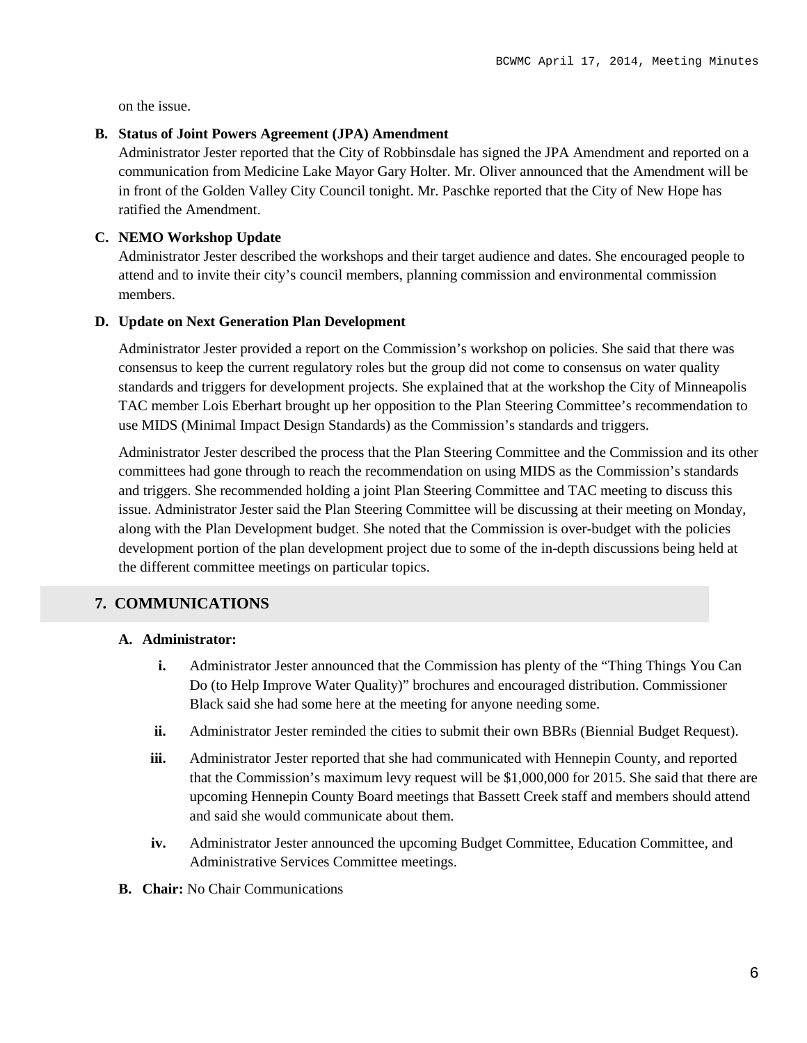on the issue.

**B. Status of Joint Powers Agreement (JPA) Amendment**

Administrator Jester reported that the City of Robbinsdale has signed the JPA Amendment and reported on a communication from Medicine Lake Mayor Gary Holter. Mr. Oliver announced that the Amendment will be in front of the Golden Valley City Council tonight. Mr. Paschke reported that the City of New Hope has ratified the Amendment.

**C. NEMO Workshop Update**

Administrator Jester described the workshops and their target audience and dates. She encouraged people to attend and to invite their city's council members, planning commission and environmental commission members.

**D. Update on Next Generation Plan Development**

Administrator Jester provided a report on the Commission's workshop on policies. She said that there was consensus to keep the current regulatory roles but the group did not come to consensus on water quality standards and triggers for development projects. She explained that at the workshop the City of Minneapolis TAC member Lois Eberhart brought up her opposition to the Plan Steering Committee's recommendation to use MIDS (Minimal Impact Design Standards) as the Commission's standards and triggers.

Administrator Jester described the process that the Plan Steering Committee and the Commission and its other committees had gone through to reach the recommendation on using MIDS as the Commission's standards and triggers. She recommended holding a joint Plan Steering Committee and TAC meeting to discuss this issue. Administrator Jester said the Plan Steering Committee will be discussing at their meeting on Monday, along with the Plan Development budget. She noted that the Commission is over-budget with the policies development portion of the plan development project due to some of the in-depth discussions being held at the different committee meetings on particular topics.

## 7. COMMUNICATIONS

**A. Administrator:**

- **i.** Administrator Jester announced that the Commission has plenty of the "Thing Things You Can Do (to Help Improve Water Quality)" brochures and encouraged distribution. Commissioner Black said she had some here at the meeting for anyone needing some.
- **ii.** Administrator Jester reminded the cities to submit their own BBRs (Biennial Budget Request).
- **iii.** Administrator Jester reported that she had communicated with Hennepin County, and reported that the Commission's maximum levy request will be $1,000,000 for 2015. She said that there are upcoming Hennepin County Board meetings that Bassett Creek staff and members should attend and said she would communicate about them.
- **iv.** Administrator Jester announced the upcoming Budget Committee, Education Committee, and Administrative Services Committee meetings.

**B. Chair:** No Chair Communications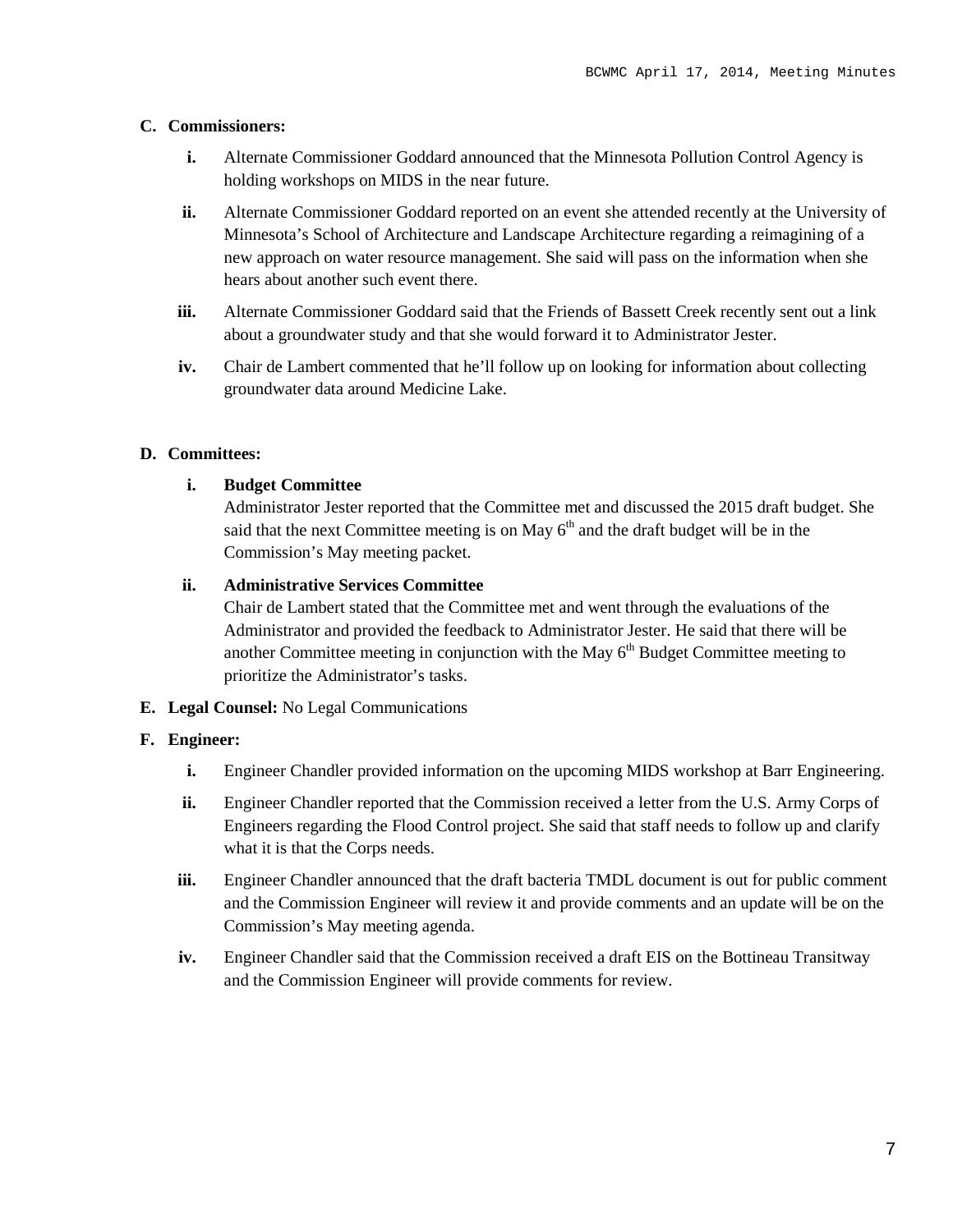**C. Commissioners:**

i. Alternate Commissioner Goddard announced that the Minnesota Pollution Control Agency is holding workshops on MIDS in the near future.

ii. Alternate Commissioner Goddard reported on an event she attended recently at the University of Minnesota's School of Architecture and Landscape Architecture regarding a reimagining of a new approach on water resource management. She said will pass on the information when she hears about another such event there.

iii. Alternate Commissioner Goddard said that the Friends of Bassett Creek recently sent out a link about a groundwater study and that she would forward it to Administrator Jester.

iv. Chair de Lambert commented that he'll follow up on looking for information about collecting groundwater data around Medicine Lake.

**D. Committees:**

i. **Budget Committee**
Administrator Jester reported that the Committee met and discussed the 2015 draft budget. She said that the next Committee meeting is on May 6th and the draft budget will be in the Commission's May meeting packet.

ii. **Administrative Services Committee**
Chair de Lambert stated that the Committee met and went through the evaluations of the Administrator and provided the feedback to Administrator Jester. He said that there will be another Committee meeting in conjunction with the May 6th Budget Committee meeting to prioritize the Administrator's tasks.

**E. Legal Counsel:** No Legal Communications

**F. Engineer:**

i. Engineer Chandler provided information on the upcoming MIDS workshop at Barr Engineering.

ii. Engineer Chandler reported that the Commission received a letter from the U.S. Army Corps of Engineers regarding the Flood Control project. She said that staff needs to follow up and clarify what it is that the Corps needs.

iii. Engineer Chandler announced that the draft bacteria TMDL document is out for public comment and the Commission Engineer will review it and provide comments and an update will be on the Commission's May meeting agenda.

iv. Engineer Chandler said that the Commission received a draft EIS on the Bottineau Transitway and the Commission Engineer will provide comments for review.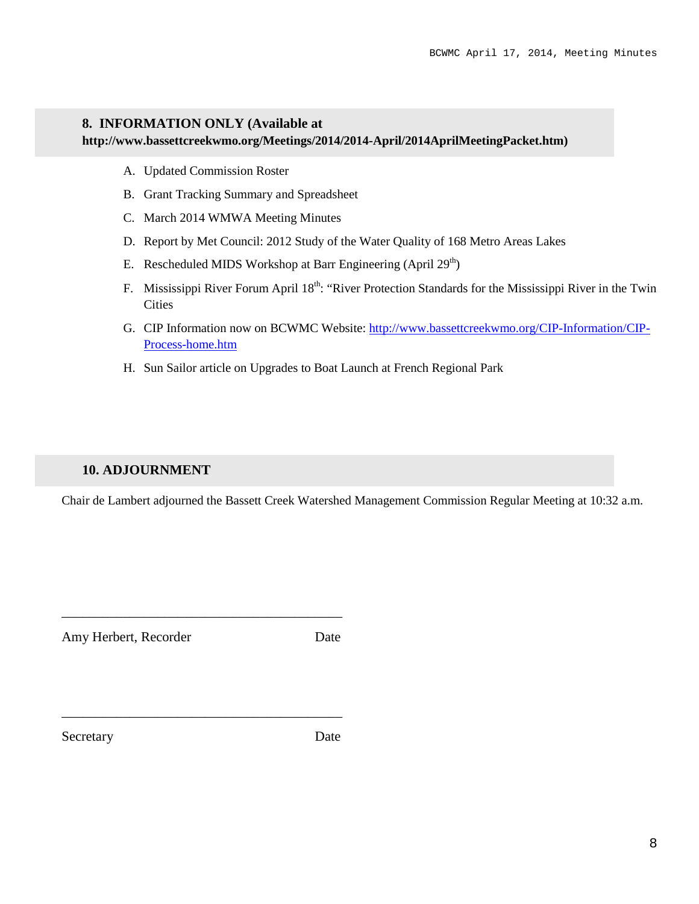## 8. INFORMATION ONLY (Available at http://www.bassettcreekwmo.org/Meetings/2014/2014-April/2014AprilMeetingPacket.htm)

A. Updated Commission Roster

B. Grant Tracking Summary and Spreadsheet

C. March 2014 WMWA Meeting Minutes

D. Report by Met Council: 2012 Study of the Water Quality of 168 Metro Areas Lakes

E. Rescheduled MIDS Workshop at Barr Engineering (April 29th)

F. Mississippi River Forum April 18th: "River Protection Standards for the Mississippi River in the Twin Cities

G. CIP Information now on BCWMC Website: http://www.bassettcreekwmo.org/CIP-Information/CIP-Process-home.htm

H. Sun Sailor article on Upgrades to Boat Launch at French Regional Park

## 10. ADJOURNMENT

Chair de Lambert adjourned the Bassett Creek Watershed Management Commission Regular Meeting at 10:32 a.m.

\_\_\_\_\_\_\_\_\_\_\_\_\_\_\_\_\_\_\_\_\_\_\_\_\_\_\_\_\_\_\_\_\_\_\_\_\_\_\_\_\_\_

Amy Herbert, Recorder Date

\_\_\_\_\_\_\_\_\_\_\_\_\_\_\_\_\_\_\_\_\_\_\_\_\_\_\_\_\_\_\_\_\_\_\_\_\_\_\_\_\_\_

Secretary Date